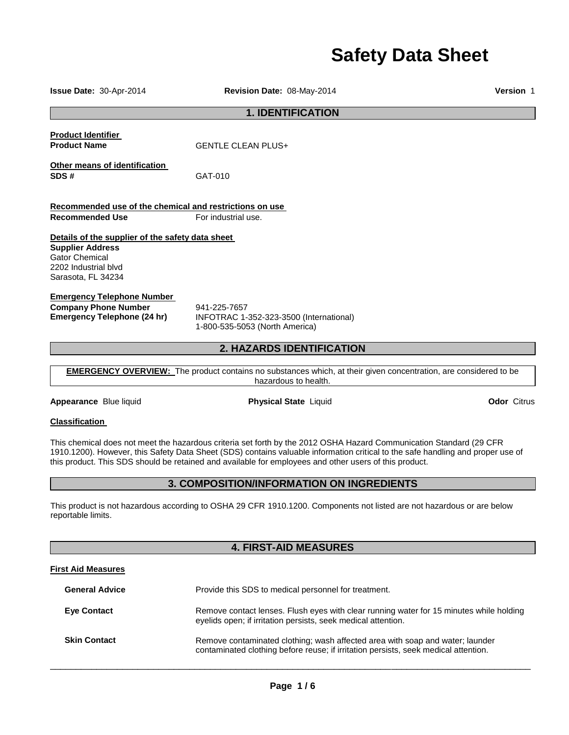# Safety Data Sheet

**Issue Date:** 30-Apr-2014 **Revision Date:** 08-May-2014 **Version** 1

## 1. IDENTIFICATION

**Product Identifier**

**Product Name** GENTLE CLEAN PLUS+

**Other means of identification**

**SDS #** GAT-010

**Recommended use of the chemical and restrictions on use**

**Recommended Use** For industrial use.

**Details of the supplier of the safety data sheet**

**Supplier Address**
Gator Chemical
2202 Industrial blvd
Sarasota, FL 34234

**Emergency Telephone Number**

**Company Phone Number** 941-225-7657

**Emergency Telephone (24 hr)** INFOTRAC 1-352-323-3500 (International)
1-800-535-5053 (North America)

## 2. HAZARDS IDENTIFICATION

**EMERGENCY OVERVIEW:** The product contains no substances which, at their given concentration, are considered to be hazardous to health.

**Appearance** Blue liquid **Physical State** Liquid **Odor** Citrus

**Classification**

This chemical does not meet the hazardous criteria set forth by the 2012 OSHA Hazard Communication Standard (29 CFR 1910.1200). However, this Safety Data Sheet (SDS) contains valuable information critical to the safe handling and proper use of this product. This SDS should be retained and available for employees and other users of this product.

## 3. COMPOSITION/INFORMATION ON INGREDIENTS

This product is not hazardous according to OSHA 29 CFR 1910.1200. Components not listed are not hazardous or are below reportable limits.

## 4. FIRST-AID MEASURES

**First Aid Measures**

**General Advice** Provide this SDS to medical personnel for treatment.

**Eye Contact** Remove contact lenses. Flush eyes with clear running water for 15 minutes while holding eyelids open; if irritation persists, seek medical attention.

**Skin Contact** Remove contaminated clothing; wash affected area with soap and water; launder contaminated clothing before reuse; if irritation persists, seek medical attention.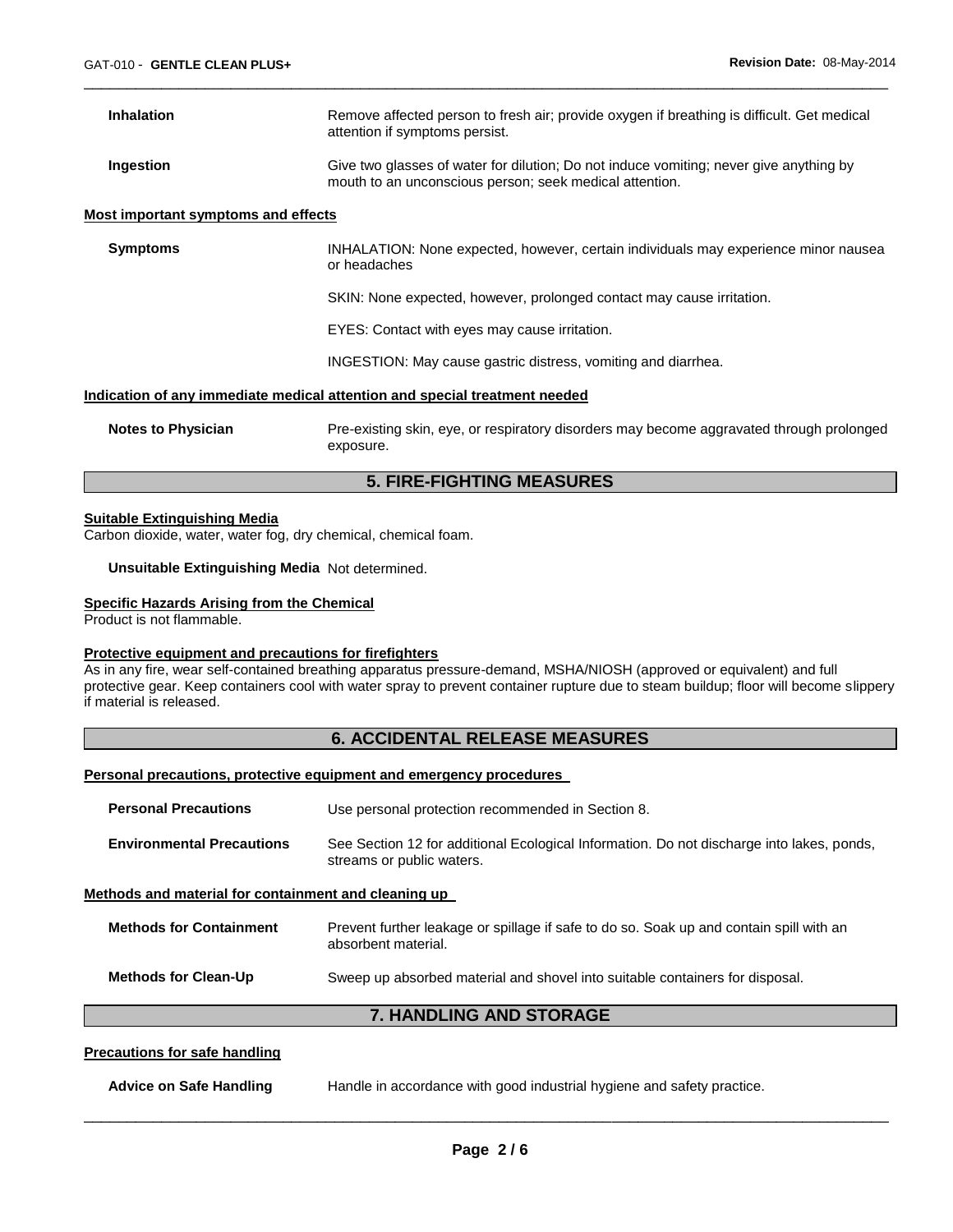| | |
|---|---|
| **Inhalation** | Remove affected person to fresh air; provide oxygen if breathing is difficult. Get medical attention if symptoms persist. |
| **Ingestion** | Give two glasses of water for dilution; Do not induce vomiting; never give anything by mouth to an unconscious person; seek medical attention. |

**Most important symptoms and effects**

| | |
|---|---|
| **Symptoms** | INHALATION: None expected, however, certain individuals may experience minor nausea or headaches |
| | SKIN: None expected, however, prolonged contact may cause irritation. |
| | EYES: Contact with eyes may cause irritation. |
| | INGESTION: May cause gastric distress, vomiting and diarrhea. |

**Indication of any immediate medical attention and special treatment needed**

| | |
|---|---|
| **Notes to Physician** | Pre-existing skin, eye, or respiratory disorders may become aggravated through prolonged exposure. |

## 5. FIRE-FIGHTING MEASURES

**Suitable Extinguishing Media**

Carbon dioxide, water, water fog, dry chemical, chemical foam.

**Unsuitable Extinguishing Media** Not determined.

**Specific Hazards Arising from the Chemical**

Product is not flammable.

**Protective equipment and precautions for firefighters**

As in any fire, wear self-contained breathing apparatus pressure-demand, MSHA/NIOSH (approved or equivalent) and full protective gear. Keep containers cool with water spray to prevent container rupture due to steam buildup; floor will become slippery if material is released.

## 6. ACCIDENTAL RELEASE MEASURES

**Personal precautions, protective equipment and emergency procedures**

| | |
|---|---|
| **Personal Precautions** | Use personal protection recommended in Section 8. |
| **Environmental Precautions** | See Section 12 for additional Ecological Information. Do not discharge into lakes, ponds, streams or public waters. |

**Methods and material for containment and cleaning up**

| | |
|---|---|
| **Methods for Containment** | Prevent further leakage or spillage if safe to do so. Soak up and contain spill with an absorbent material. |
| **Methods for Clean-Up** | Sweep up absorbed material and shovel into suitable containers for disposal. |

## 7. HANDLING AND STORAGE

**Precautions for safe handling**

| | |
|---|---|
| **Advice on Safe Handling** | Handle in accordance with good industrial hygiene and safety practice. |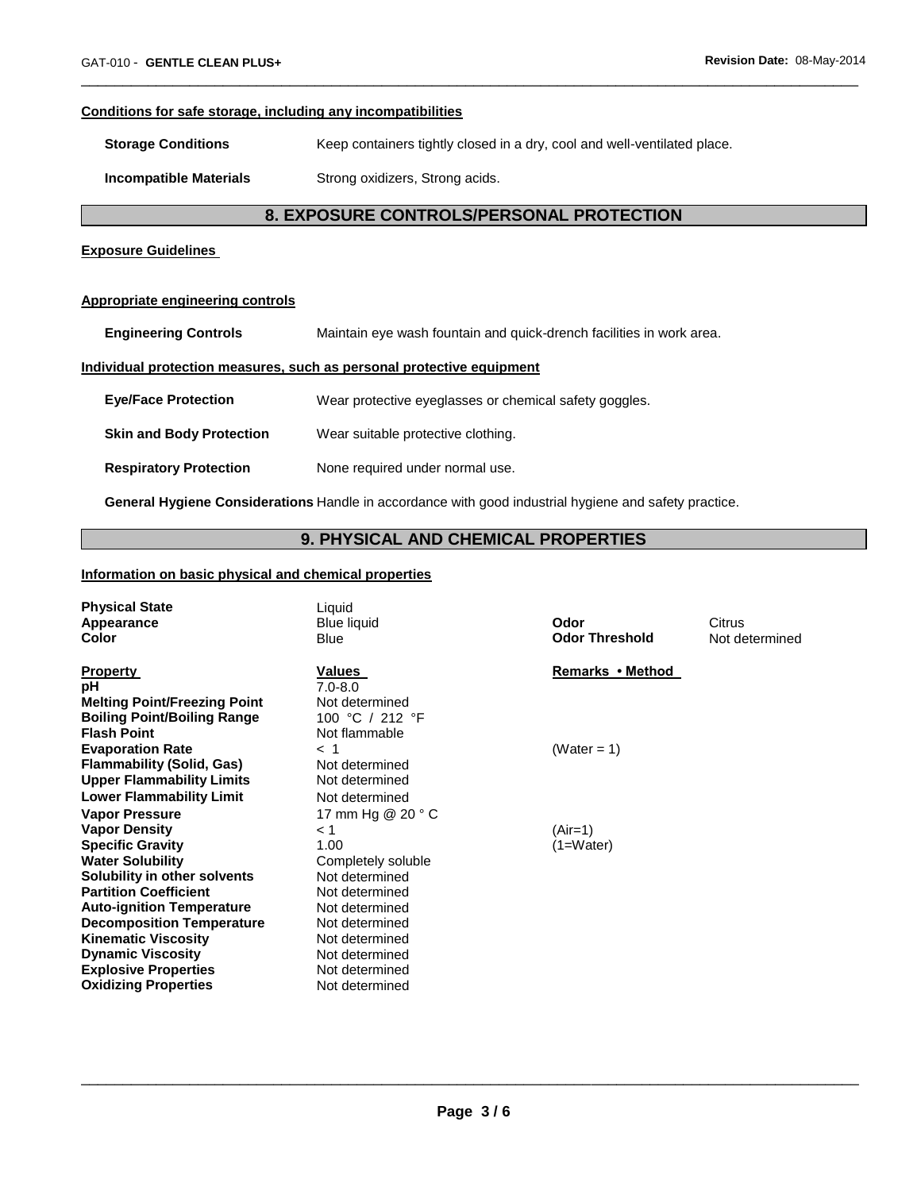### Conditions for safe storage, including any incompatibilities

**Storage Conditions** Keep containers tightly closed in a dry, cool and well-ventilated place.

**Incompatible Materials** Strong oxidizers, Strong acids.

## 8. EXPOSURE CONTROLS/PERSONAL PROTECTION

### Exposure Guidelines

### Appropriate engineering controls

**Engineering Controls** Maintain eye wash fountain and quick-drench facilities in work area.

### Individual protection measures, such as personal protective equipment

**Eye/Face Protection** Wear protective eyeglasses or chemical safety goggles.

**Skin and Body Protection** Wear suitable protective clothing.

**Respiratory Protection** None required under normal use.

**General Hygiene Considerations** Handle in accordance with good industrial hygiene and safety practice.

## 9. PHYSICAL AND CHEMICAL PROPERTIES

### Information on basic physical and chemical properties

| | | | |
|---|---|---|---|
| **Physical State** | Liquid | | |
| **Appearance** | Blue liquid | **Odor** | Citrus |
| **Color** | Blue | **Odor Threshold** | Not determined |

| **Property** | **Values** | **Remarks • Method** |
|---|---|---|
| **pH** | 7.0-8.0 | |
| **Melting Point/Freezing Point** | Not determined | |
| **Boiling Point/Boiling Range** | 100 °C / 212 °F | |
| **Flash Point** | Not flammable | |
| **Evaporation Rate** | < 1 | (Water = 1) |
| **Flammability (Solid, Gas)** | Not determined | |
| **Upper Flammability Limits** | Not determined | |
| **Lower Flammability Limit** | Not determined | |
| **Vapor Pressure** | 17 mm Hg @ 20 ° C | |
| **Vapor Density** | < 1 | (Air=1) |
| **Specific Gravity** | 1.00 | (1=Water) |
| **Water Solubility** | Completely soluble | |
| **Solubility in other solvents** | Not determined | |
| **Partition Coefficient** | Not determined | |
| **Auto-ignition Temperature** | Not determined | |
| **Decomposition Temperature** | Not determined | |
| **Kinematic Viscosity** | Not determined | |
| **Dynamic Viscosity** | Not determined | |
| **Explosive Properties** | Not determined | |
| **Oxidizing Properties** | Not determined | |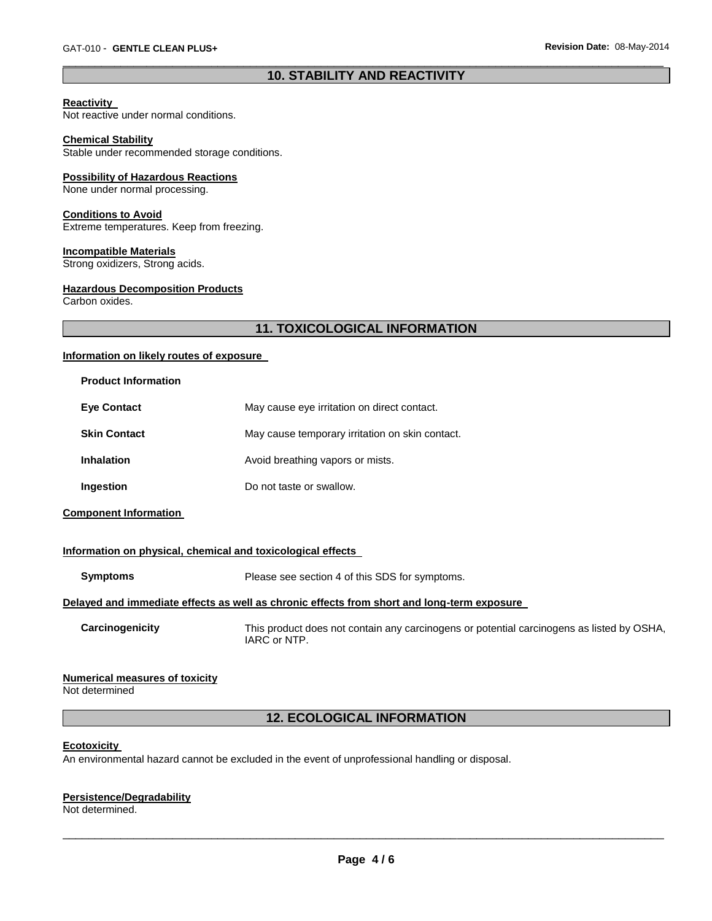## 10. STABILITY AND REACTIVITY

**Reactivity**
Not reactive under normal conditions.

**Chemical Stability**
Stable under recommended storage conditions.

**Possibility of Hazardous Reactions**
None under normal processing.

**Conditions to Avoid**
Extreme temperatures. Keep from freezing.

**Incompatible Materials**
Strong oxidizers, Strong acids.

**Hazardous Decomposition Products**
Carbon oxides.

## 11. TOXICOLOGICAL INFORMATION

**Information on likely routes of exposure**

**Product Information**

| | |
|---|---|
| **Eye Contact** | May cause eye irritation on direct contact. |
| **Skin Contact** | May cause temporary irritation on skin contact. |
| **Inhalation** | Avoid breathing vapors or mists. |
| **Ingestion** | Do not taste or swallow. |

**Component Information**

**Information on physical, chemical and toxicological effects**

| | |
|---|---|
| **Symptoms** | Please see section 4 of this SDS for symptoms. |

**Delayed and immediate effects as well as chronic effects from short and long-term exposure**

| | |
|---|---|
| **Carcinogenicity** | This product does not contain any carcinogens or potential carcinogens as listed by OSHA, IARC or NTP. |

**Numerical measures of toxicity**
Not determined

## 12. ECOLOGICAL INFORMATION

**Ecotoxicity**
An environmental hazard cannot be excluded in the event of unprofessional handling or disposal.

**Persistence/Degradability**
Not determined.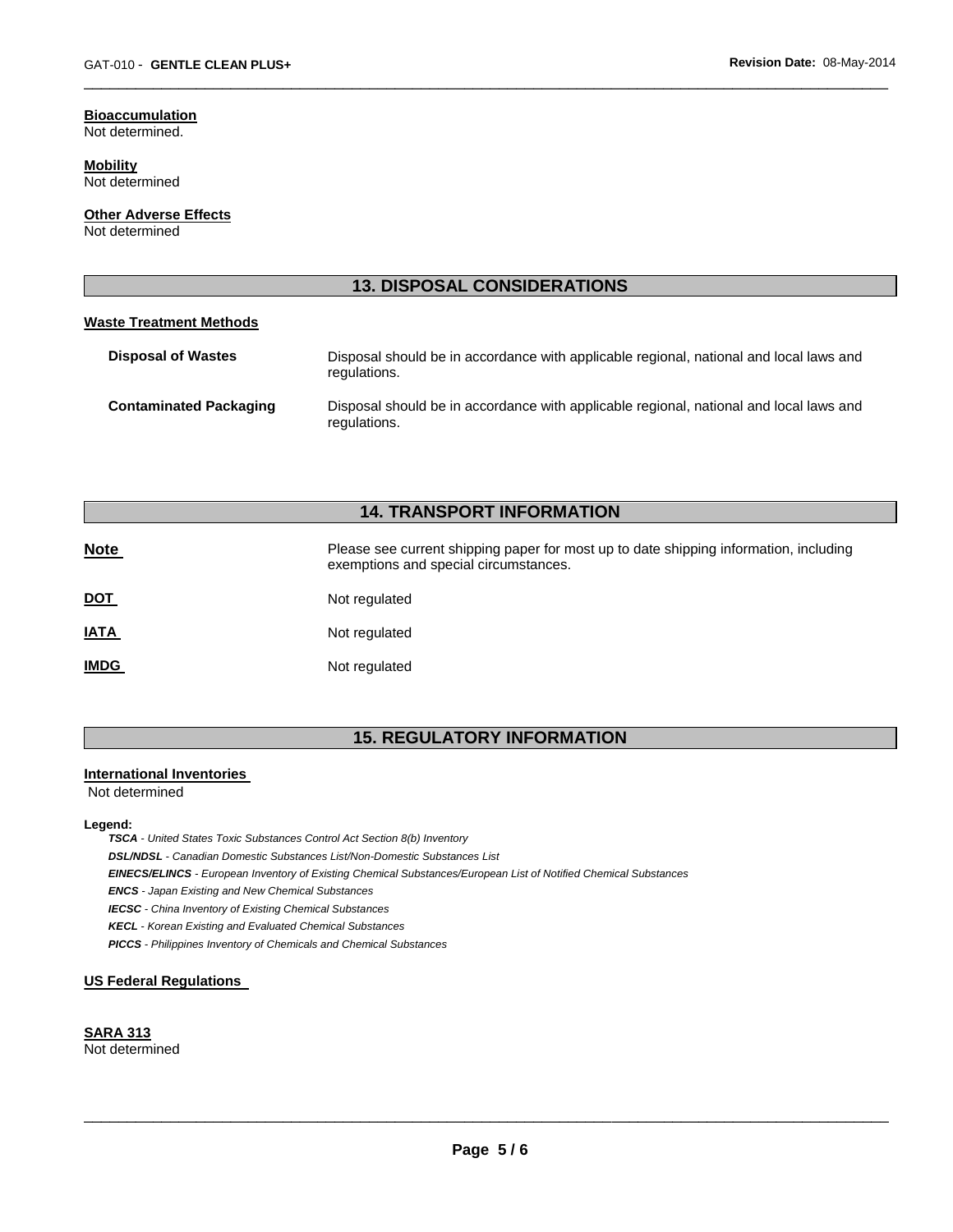**Bioaccumulation**
Not determined.

**Mobility**
Not determined

**Other Adverse Effects**
Not determined

## 13. DISPOSAL CONSIDERATIONS

**Waste Treatment Methods**

| | |
|---|---|
| **Disposal of Wastes** | Disposal should be in accordance with applicable regional, national and local laws and regulations. |
| **Contaminated Packaging** | Disposal should be in accordance with applicable regional, national and local laws and regulations. |

## 14. TRANSPORT INFORMATION

| | |
|---|---|
| **Note** | Please see current shipping paper for most up to date shipping information, including exemptions and special circumstances. |
| **DOT** | Not regulated |
| **IATA** | Not regulated |
| **IMDG** | Not regulated |

## 15. REGULATORY INFORMATION

**International Inventories**
Not determined

**Legend:**
***TSCA*** *- United States Toxic Substances Control Act Section 8(b) Inventory*
***DSL/NDSL*** *- Canadian Domestic Substances List/Non-Domestic Substances List*
***EINECS/ELINCS*** *- European Inventory of Existing Chemical Substances/European List of Notified Chemical Substances*
***ENCS*** *- Japan Existing and New Chemical Substances*
***IECSC*** *- China Inventory of Existing Chemical Substances*
***KECL*** *- Korean Existing and Evaluated Chemical Substances*
***PICCS*** *- Philippines Inventory of Chemicals and Chemical Substances*

**US Federal Regulations**

**SARA 313**
Not determined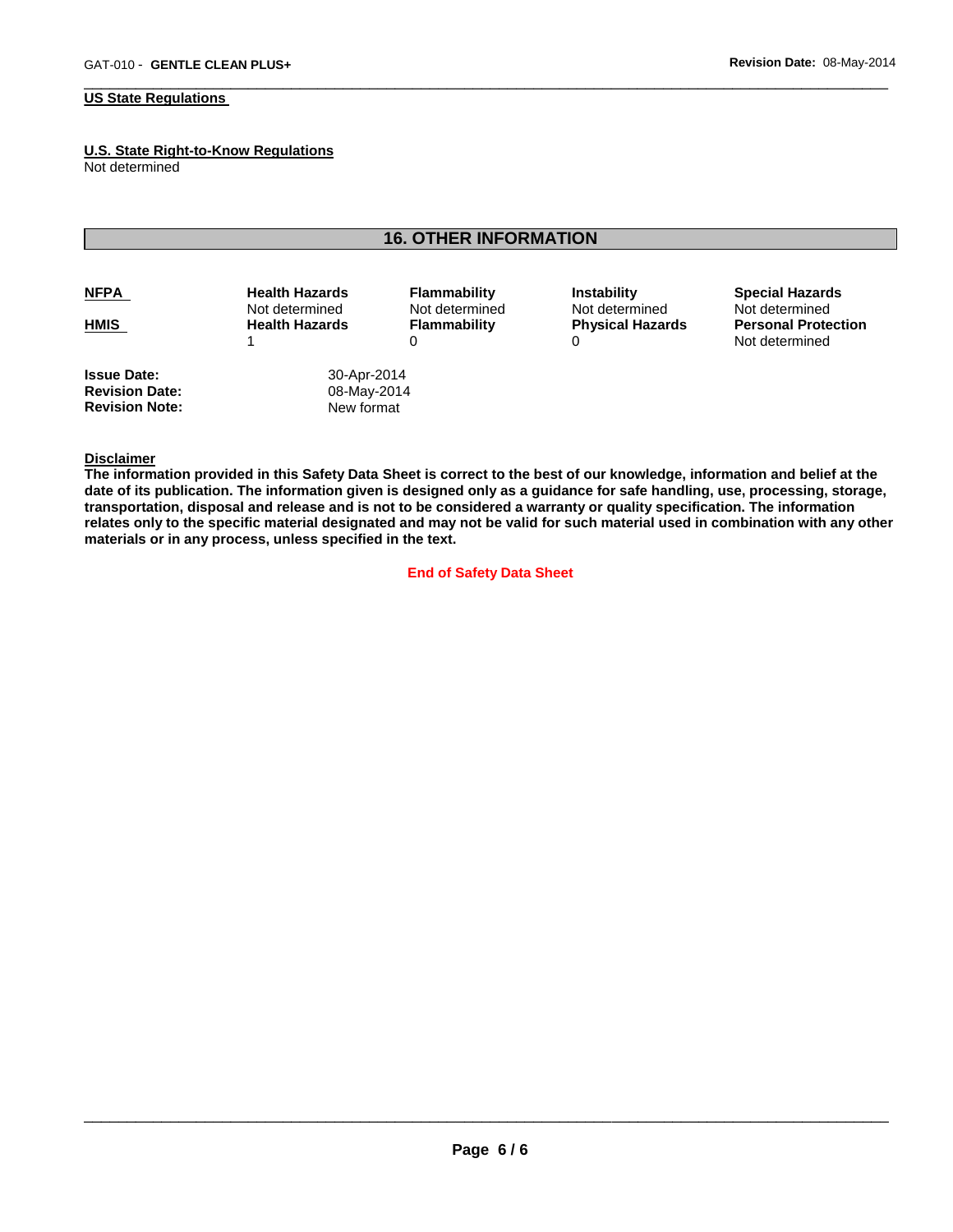**US State Regulations**

**U.S. State Right-to-Know Regulations**
Not determined

## 16. OTHER INFORMATION

| | | | | |
|---|---|---|---|---|
| **NFPA** | **Health Hazards** Not determined | **Flammability** Not determined | **Instability** Not determined | **Special Hazards** Not determined |
| **HMIS** | **Health Hazards** 1 | **Flammability** 0 | **Physical Hazards** 0 | **Personal Protection** Not determined |

**Issue Date:** 30-Apr-2014
**Revision Date:** 08-May-2014
**Revision Note:** New format

**Disclaimer**

**The information provided in this Safety Data Sheet is correct to the best of our knowledge, information and belief at the date of its publication. The information given is designed only as a guidance for safe handling, use, processing, storage, transportation, disposal and release and is not to be considered a warranty or quality specification. The information relates only to the specific material designated and may not be valid for such material used in combination with any other materials or in any process, unless specified in the text.**

**End of Safety Data Sheet**